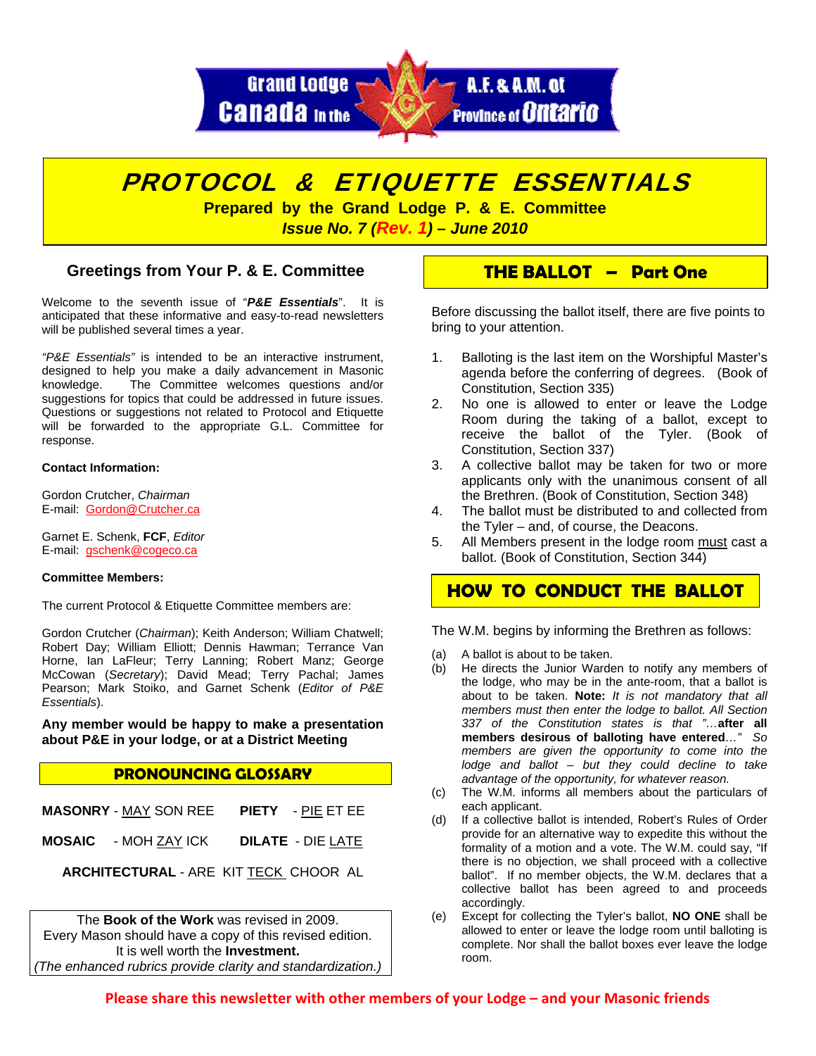Grand Lodge A.F. & A.M. of Canada in the Province of Ontario

# PROTOCOL & ETIQUETTE ESSENTIALS

**Prepared by the Grand Lodge P. & E. Committee**

***Issue No. 7 (Rev. 1) – June 2010***

## Greetings from Your P. & E. Committee

Welcome to the seventh issue of "***P&E Essentials***". It is anticipated that these informative and easy-to-read newsletters will be published several times a year.

*"P&E Essentials"* is intended to be an interactive instrument, designed to help you make a daily advancement in Masonic knowledge. The Committee welcomes questions and/or suggestions for topics that could be addressed in future issues. Questions or suggestions not related to Protocol and Etiquette will be forwarded to the appropriate G.L. Committee for response.

**Contact Information:**

Gordon Crutcher, *Chairman*
E-mail: Gordon@Crutcher.ca

Garnet E. Schenk, **FCF**, *Editor*
E-mail: gschenk@cogeco.ca

**Committee Members:**

The current Protocol & Etiquette Committee members are:

Gordon Crutcher (*Chairman*); Keith Anderson; William Chatwell; Robert Day; William Elliott; Dennis Hawman; Terrance Van Horne, Ian LaFleur; Terry Lanning; Robert Manz; George McCowan (*Secretary*); David Mead; Terry Pachal; James Pearson; Mark Stoiko, and Garnet Schenk (*Editor of P&E Essentials*).

**Any member would be happy to make a presentation about P&E in your lodge, or at a District Meeting**

## PRONOUNCING GLOSSARY

**MASONRY** - MAY SON REE

**PIETY** - PIE ET EE

**MOSAIC** - MOH ZAY ICK

**DILATE** - DIE LATE

**ARCHITECTURAL** - ARE KIT TECK CHOOR AL

The **Book of the Work** was revised in 2009. Every Mason should have a copy of this revised edition. It is well worth the **Investment.** *(The enhanced rubrics provide clarity and standardization.)*

## THE BALLOT – Part One

Before discussing the ballot itself, there are five points to bring to your attention.

1. Balloting is the last item on the Worshipful Master's agenda before the conferring of degrees. (Book of Constitution, Section 335)
2. No one is allowed to enter or leave the Lodge Room during the taking of a ballot, except to receive the ballot of the Tyler. (Book of Constitution, Section 337)
3. A collective ballot may be taken for two or more applicants only with the unanimous consent of all the Brethren. (Book of Constitution, Section 348)
4. The ballot must be distributed to and collected from the Tyler – and, of course, the Deacons.
5. All Members present in the lodge room must cast a ballot. (Book of Constitution, Section 344)

## HOW TO CONDUCT THE BALLOT

The W.M. begins by informing the Brethren as follows:

(a) A ballot is about to be taken.

(b) He directs the Junior Warden to notify any members of the lodge, who may be in the ante-room, that a ballot is about to be taken. **Note:** *It is not mandatory that all members must then enter the lodge to ballot. All Section 337 of the Constitution states is that "…***after all members desirous of balloting have entered***…" So members are given the opportunity to come into the lodge and ballot – but they could decline to take advantage of the opportunity, for whatever reason.*

(c) The W.M. informs all members about the particulars of each applicant.

(d) If a collective ballot is intended, Robert's Rules of Order provide for an alternative way to expedite this without the formality of a motion and a vote. The W.M. could say, "If there is no objection, we shall proceed with a collective ballot". If no member objects, the W.M. declares that a collective ballot has been agreed to and proceeds accordingly.

(e) Except for collecting the Tyler's ballot, **NO ONE** shall be allowed to enter or leave the lodge room until balloting is complete. Nor shall the ballot boxes ever leave the lodge room.

**Please share this newsletter with other members of your Lodge – and your Masonic friends**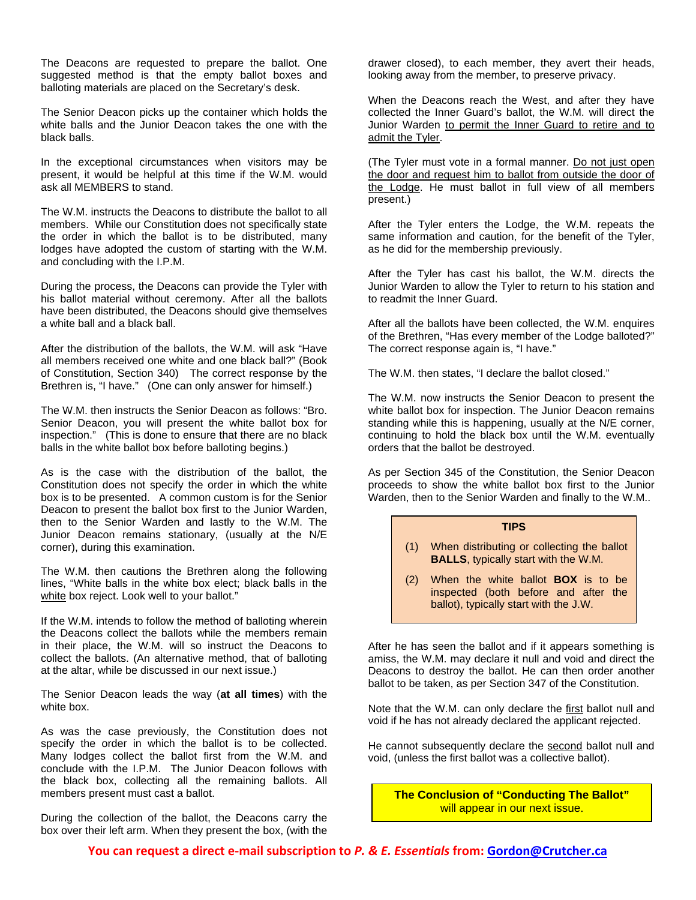The Deacons are requested to prepare the ballot. One suggested method is that the empty ballot boxes and balloting materials are placed on the Secretary's desk.

The Senior Deacon picks up the container which holds the white balls and the Junior Deacon takes the one with the black balls.

In the exceptional circumstances when visitors may be present, it would be helpful at this time if the W.M. would ask all MEMBERS to stand.

The W.M. instructs the Deacons to distribute the ballot to all members. While our Constitution does not specifically state the order in which the ballot is to be distributed, many lodges have adopted the custom of starting with the W.M. and concluding with the I.P.M.

During the process, the Deacons can provide the Tyler with his ballot material without ceremony. After all the ballots have been distributed, the Deacons should give themselves a white ball and a black ball.

After the distribution of the ballots, the W.M. will ask "Have all members received one white and one black ball?" (Book of Constitution, Section 340) The correct response by the Brethren is, "I have." (One can only answer for himself.)

The W.M. then instructs the Senior Deacon as follows: "Bro. Senior Deacon, you will present the white ballot box for inspection." (This is done to ensure that there are no black balls in the white ballot box before balloting begins.)

As is the case with the distribution of the ballot, the Constitution does not specify the order in which the white box is to be presented. A common custom is for the Senior Deacon to present the ballot box first to the Junior Warden, then to the Senior Warden and lastly to the W.M. The Junior Deacon remains stationary, (usually at the N/E corner), during this examination.

The W.M. then cautions the Brethren along the following lines, "White balls in the white box elect; black balls in the <u>white</u> box reject. Look well to your ballot."

If the W.M. intends to follow the method of balloting wherein the Deacons collect the ballots while the members remain in their place, the W.M. will so instruct the Deacons to collect the ballots. (An alternative method, that of balloting at the altar, while be discussed in our next issue.)

The Senior Deacon leads the way (**at all times**) with the white box.

As was the case previously, the Constitution does not specify the order in which the ballot is to be collected. Many lodges collect the ballot first from the W.M. and conclude with the I.P.M. The Junior Deacon follows with the black box, collecting all the remaining ballots. All members present must cast a ballot.

During the collection of the ballot, the Deacons carry the box over their left arm. When they present the box, (with the drawer closed), to each member, they avert their heads, looking away from the member, to preserve privacy.

When the Deacons reach the West, and after they have collected the Inner Guard's ballot, the W.M. will direct the Junior Warden <u>to permit the Inner Guard to retire and to admit the Tyler</u>.

(The Tyler must vote in a formal manner. <u>Do not just open the door and request him to ballot from outside the door of the Lodge</u>. He must ballot in full view of all members present.)

After the Tyler enters the Lodge, the W.M. repeats the same information and caution, for the benefit of the Tyler, as he did for the membership previously.

After the Tyler has cast his ballot, the W.M. directs the Junior Warden to allow the Tyler to return to his station and to readmit the Inner Guard.

After all the ballots have been collected, the W.M. enquires of the Brethren, "Has every member of the Lodge balloted?" The correct response again is, "I have."

The W.M. then states, "I declare the ballot closed."

The W.M. now instructs the Senior Deacon to present the white ballot box for inspection. The Junior Deacon remains standing while this is happening, usually at the N/E corner, continuing to hold the black box until the W.M. eventually orders that the ballot be destroyed.

As per Section 345 of the Constitution, the Senior Deacon proceeds to show the white ballot box first to the Junior Warden, then to the Senior Warden and finally to the W.M..

**TIPS**

(1) When distributing or collecting the ballot **BALLS**, typically start with the W.M.

(2) When the white ballot **BOX** is to be inspected (both before and after the ballot), typically start with the J.W.

After he has seen the ballot and if it appears something is amiss, the W.M. may declare it null and void and direct the Deacons to destroy the ballot. He can then order another ballot to be taken, as per Section 347 of the Constitution.

Note that the W.M. can only declare the <u>first</u> ballot null and void if he has not already declared the applicant rejected.

He cannot subsequently declare the <u>second</u> ballot null and void, (unless the first ballot was a collective ballot).

**The Conclusion of "Conducting The Ballot"**
will appear in our next issue.

**You can request a direct e-mail subscription to *P. & E. Essentials* from: Gordon@Crutcher.ca**